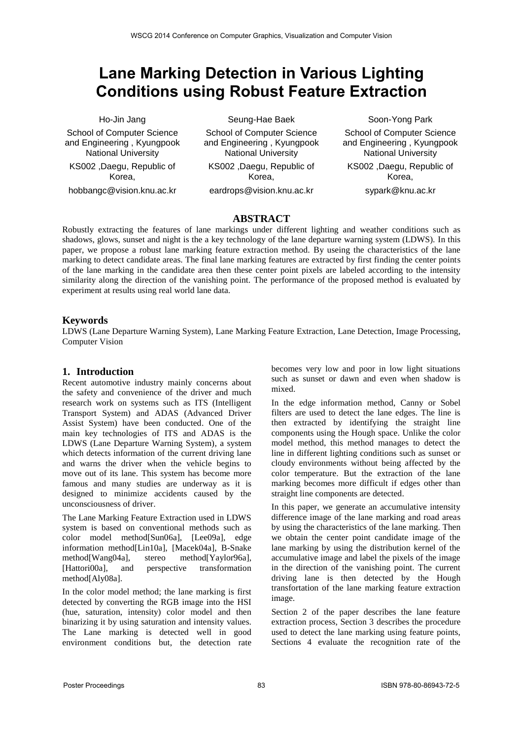# Lane Marking Detection in Various Lighting Conditions using Robust Feature Extraction

Ho-Jin Jang
School of Computer Science and Engineering , Kyungpook National University
KS002 ,Daegu, Republic of Korea,
hobbangc@vision.knu.ac.kr

Seung-Hae Baek
School of Computer Science and Engineering , Kyungpook National University
KS002 ,Daegu, Republic of Korea,
eardrops@vision.knu.ac.kr

Soon-Yong Park
School of Computer Science and Engineering , Kyungpook National University
KS002 ,Daegu, Republic of Korea,
sypark@knu.ac.kr

## ABSTRACT

Robustly extracting the features of lane markings under different lighting and weather conditions such as shadows, glows, sunset and night is the a key technology of the lane departure warning system (LDWS). In this paper, we propose a robust lane marking feature extraction method. By useing the characteristics of the lane marking to detect candidate areas. The final lane marking features are extracted by first finding the center points of the lane marking in the candidate area then these center point pixels are labeled according to the intensity similarity along the direction of the vanishing point. The performance of the proposed method is evaluated by experiment at results using real world lane data.

## Keywords

LDWS (Lane Departure Warning System), Lane Marking Feature Extraction, Lane Detection, Image Processing, Computer Vision

## 1. Introduction

Recent automotive industry mainly concerns about the safety and convenience of the driver and much research work on systems such as ITS (Intelligent Transport System) and ADAS (Advanced Driver Assist System) have been conducted. One of the main key technologies of ITS and ADAS is the LDWS (Lane Departure Warning System), a system which detects information of the current driving lane and warns the driver when the vehicle begins to move out of its lane. This system has become more famous and many studies are underway as it is designed to minimize accidents caused by the unconsciousness of driver.

The Lane Marking Feature Extraction used in LDWS system is based on conventional methods such as color model method[Sun06a], [Lee09a], edge information method[Lin10a], [Macek04a], B-Snake method[Wang04a], stereo method[Yaylor96a], [Hattori00a], and perspective transformation method[Aly08a].

In the color model method; the lane marking is first detected by converting the RGB image into the HSI (hue, saturation, intensity) color model and then binarizing it by using saturation and intensity values. The Lane marking is detected well in good environment conditions but, the detection rate becomes very low and poor in low light situations such as sunset or dawn and even when shadow is mixed.

In the edge information method, Canny or Sobel filters are used to detect the lane edges. The line is then extracted by identifying the straight line components using the Hough space. Unlike the color model method, this method manages to detect the line in different lighting conditions such as sunset or cloudy environments without being affected by the color temperature. But the extraction of the lane marking becomes more difficult if edges other than straight line components are detected.

In this paper, we generate an accumulative intensity difference image of the lane marking and road areas by using the characteristics of the lane marking. Then we obtain the center point candidate image of the lane marking by using the distribution kernel of the accumulative image and label the pixels of the image in the direction of the vanishing point. The current driving lane is then detected by the Hough transfortation of the lane marking feature extraction image.

Section 2 of the paper describes the lane feature extraction process, Section 3 describes the procedure used to detect the lane marking using feature points, Sections 4 evaluate the recognition rate of the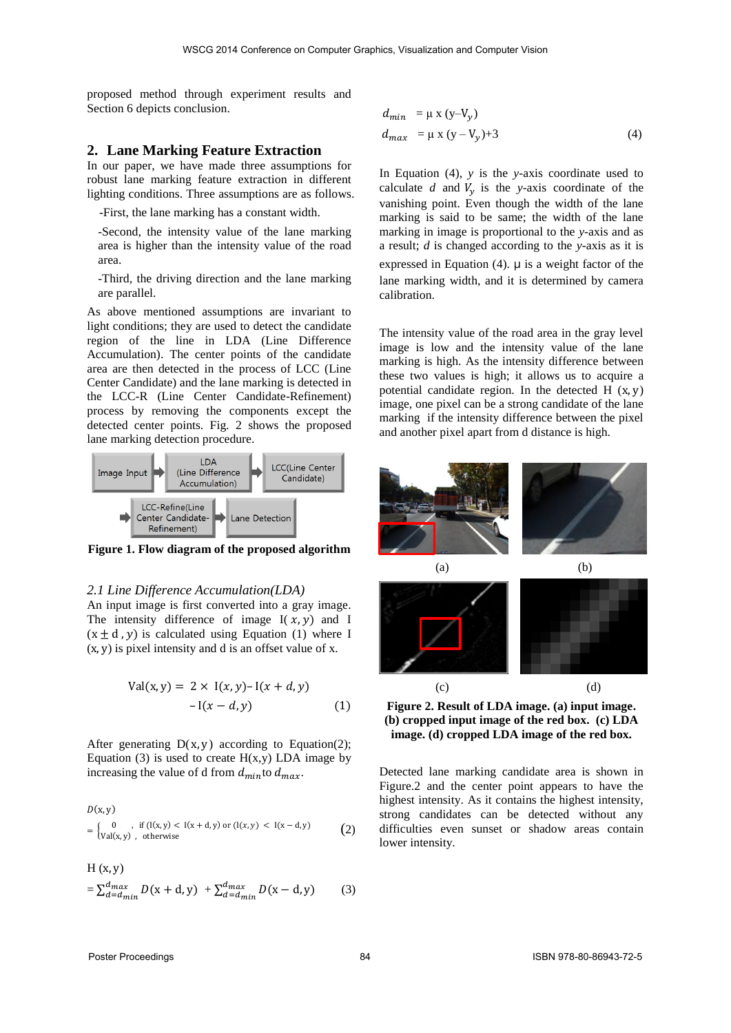proposed method through experiment results and Section 6 depicts conclusion.

## 2. Lane Marking Feature Extraction

In our paper, we have made three assumptions for robust lane marking feature extraction in different lighting conditions. Three assumptions are as follows.

-First, the lane marking has a constant width.

-Second, the intensity value of the lane marking area is higher than the intensity value of the road area.

-Third, the driving direction and the lane marking are parallel.

As above mentioned assumptions are invariant to light conditions; they are used to detect the candidate region of the line in LDA (Line Difference Accumulation). The center points of the candidate area are then detected in the process of LCC (Line Center Candidate) and the lane marking is detected in the LCC-R (Line Center Candidate-Refinement) process by removing the components except the detected center points. Fig. 2 shows the proposed lane marking detection procedure.

Image Input → LDA (Line Difference Accumulation) → LCC(Line Center Candidate) → LCC-Refine(Line Center Candidate-Refinement) → Lane Detection

**Figure 1. Flow diagram of the proposed algorithm**

### *2.1 Line Difference Accumulation(LDA)*

An input image is first converted into a gray image. The intensity difference of image $I(x, y)$ and $I(x \pm d, y)$ is calculated using Equation (1) where $I(x, y)$ is pixel intensity and d is an offset value of x.

$$\mathrm{Val}(x, y) = 2 \times I(x, y) - I(x + d, y) - I(x - d, y) \tag{1}$$

After generating $D(x, y)$ according to Equation(2); Equation (3) is used to create $H(x,y)$ LDA image by increasing the value of d from $d_{min}$ to $d_{max}$.

$$D(x, y) = \begin{cases} 0 & , \text{ if } (I(x,y) < I(x + d, y) \text{ or } (I(x,y) < I(x - d, y)) \\ \mathrm{Val}(x, y) & , \text{ otherwise} \end{cases} \tag{2}$$

$$H(x, y) = \sum_{d=d_{min}}^{d_{max}} D(x + d, y) + \sum_{d=d_{min}}^{d_{max}} D(x - d, y) \tag{3}$$

$$\begin{aligned} d_{min} &= \mu \times (y - V_y) \\ d_{max} &= \mu \times (y - V_y) + 3 \end{aligned} \tag{4}$$

In Equation (4), *y* is the *y*-axis coordinate used to calculate *d* and $V_y$ is the *y*-axis coordinate of the vanishing point. Even though the width of the lane marking is said to be same; the width of the lane marking in image is proportional to the *y*-axis and as a result; *d* is changed according to the *y*-axis as it is expressed in Equation (4). μ is a weight factor of the lane marking width, and it is determined by camera calibration.

The intensity value of the road area in the gray level image is low and the intensity value of the lane marking is high. As the intensity difference between these two values is high; it allows us to acquire a potential candidate region. In the detected $H(x, y)$ image, one pixel can be a strong candidate of the lane marking if the intensity difference between the pixel and another pixel apart from d distance is high.

(a) (b) (c) (d)

**Figure 2. Result of LDA image. (a) input image. (b) cropped input image of the red box. (c) LDA image. (d) cropped LDA image of the red box.**

Detected lane marking candidate area is shown in Figure.2 and the center point appears to have the highest intensity. As it contains the highest intensity, strong candidates can be detected without any difficulties even sunset or shadow areas contain lower intensity.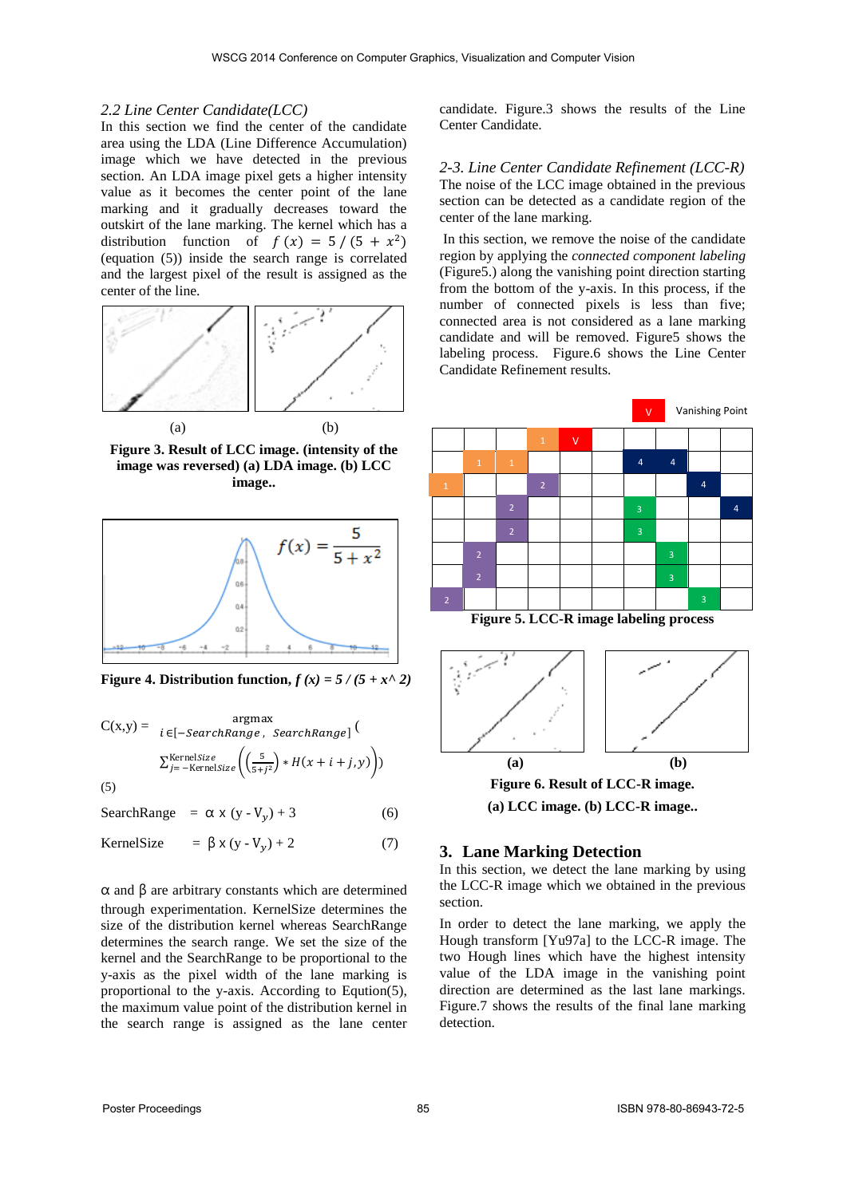### *2.2 Line Center Candidate(LCC)*

In this section we find the center of the candidate area using the LDA (Line Difference Accumulation) image which we have detected in the previous section. An LDA image pixel gets a higher intensity value as it becomes the center point of the lane marking and it gradually decreases toward the outskirt of the lane marking. The kernel which has a distribution function of $f(x) = 5 / (5 + x^2)$ (equation (5)) inside the search range is correlated and the largest pixel of the result is assigned as the center of the line.

(a) (b)

**Figure 3. Result of LCC image. (intensity of the image was reversed) (a) LDA image. (b) LCC image..**

$$f(x) = \frac{5}{5 + x^2}$$

**Figure 4. Distribution function, *f (x) = 5 / (5 + x^ 2)***

$$C(x,y) = \underset{i \in [-SearchRange,\ SearchRange]}{\operatorname{argmax}} \left( \sum_{j=-KernelSize}^{KernelSize} \left( \left(\frac{5}{5+j^2}\right) * H(x+i+j, y) \right) \right)$$

(5)

$$SearchRange = \alpha \times (y - V_y) + 3 \qquad (6)$$

$$KernelSize = \beta \times (y - V_y) + 2 \qquad (7)$$

$\alpha$ and $\beta$ are arbitrary constants which are determined through experimentation. KernelSize determines the size of the distribution kernel whereas SearchRange determines the search range. We set the size of the kernel and the SearchRange to be proportional to the y-axis as the pixel width of the lane marking is proportional to the y-axis. According to Eqution(5), the maximum value point of the distribution kernel in the search range is assigned as the lane center candidate. Figure.3 shows the results of the Line Center Candidate.

### *2-3. Line Center Candidate Refinement (LCC-R)*

The noise of the LCC image obtained in the previous section can be detected as a candidate region of the center of the lane marking.

In this section, we remove the noise of the candidate region by applying the *connected component labeling* (Figure5.) along the vanishing point direction starting from the bottom of the y-axis. In this process, if the number of connected pixels is less than five; connected area is not considered as a lane marking candidate and will be removed. Figure5 shows the labeling process. Figure.6 shows the Line Center Candidate Refinement results.

V Vanishing Point

**Figure 5. LCC-R image labeling process**

(a) (b)

**Figure 6. Result of LCC-R image.**

**(a) LCC image. (b) LCC-R image..**

## 3. Lane Marking Detection

In this section, we detect the lane marking by using the LCC-R image which we obtained in the previous section.

In order to detect the lane marking, we apply the Hough transform [Yu97a] to the LCC-R image. The two Hough lines which have the highest intensity value of the LDA image in the vanishing point direction are determined as the last lane markings. Figure.7 shows the results of the final lane marking detection.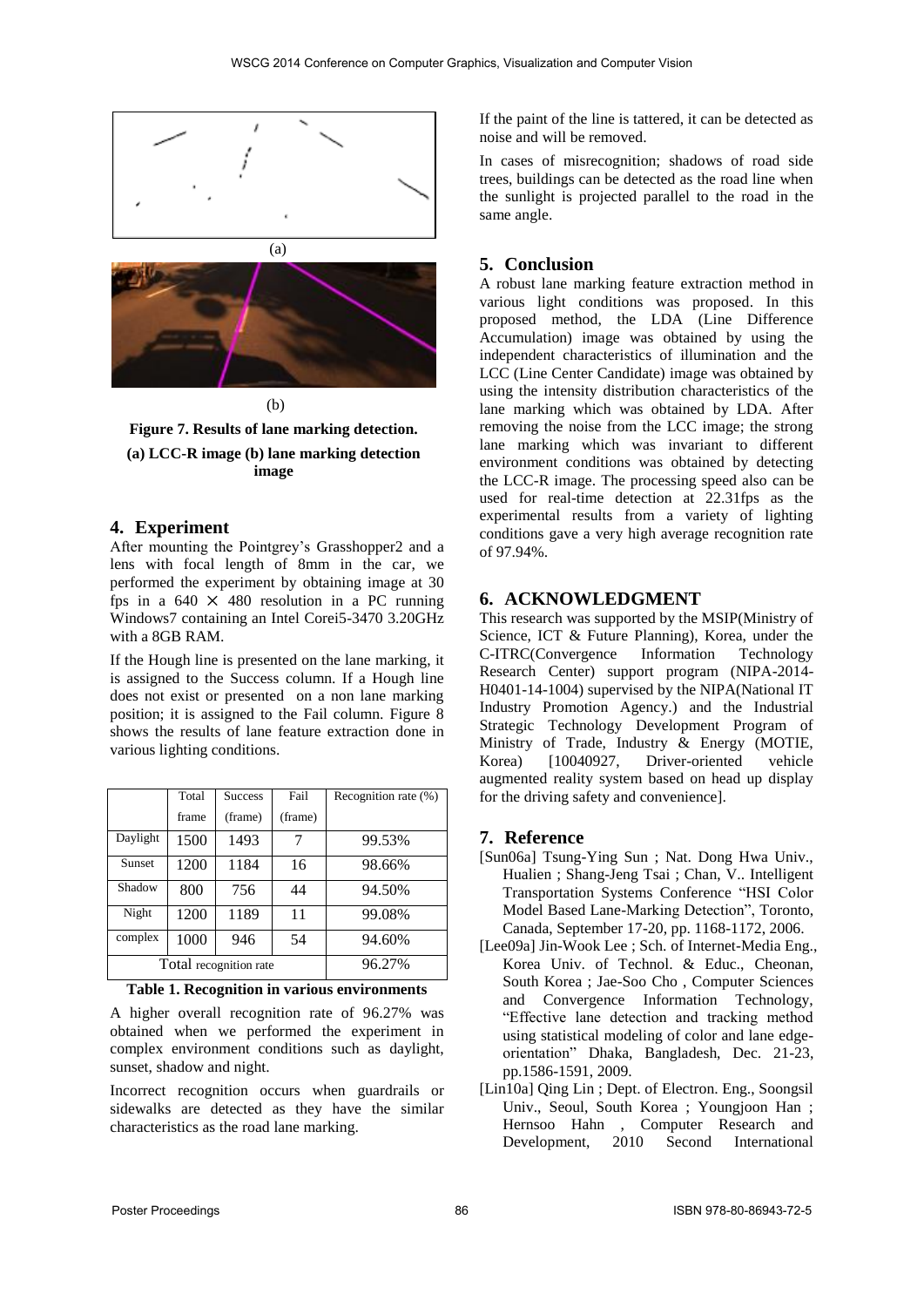(a)

(b)

**Figure 7. Results of lane marking detection.**
**(a) LCC-R image (b) lane marking detection image**

## 4. Experiment

After mounting the Pointgrey's Grasshopper2 and a lens with focal length of 8mm in the car, we performed the experiment by obtaining image at 30 fps in a 640 × 480 resolution in a PC running Windows7 containing an Intel Corei5-3470 3.20GHz with a 8GB RAM.

If the Hough line is presented on the lane marking, it is assigned to the Success column. If a Hough line does not exist or presented on a non lane marking position; it is assigned to the Fail column. Figure 8 shows the results of lane feature extraction done in various lighting conditions.

| | Total frame | Success (frame) | Fail (frame) | Recognition rate (%) |
|---|---|---|---|---|
| Daylight | 1500 | 1493 | 7 | 99.53% |
| Sunset | 1200 | 1184 | 16 | 98.66% |
| Shadow | 800 | 756 | 44 | 94.50% |
| Night | 1200 | 1189 | 11 | 99.08% |
| complex | 1000 | 946 | 54 | 94.60% |
| Total recognition rate | | | | 96.27% |

**Table 1. Recognition in various environments**

A higher overall recognition rate of 96.27% was obtained when we performed the experiment in complex environment conditions such as daylight, sunset, shadow and night.

Incorrect recognition occurs when guardrails or sidewalks are detected as they have the similar characteristics as the road lane marking.

If the paint of the line is tattered, it can be detected as noise and will be removed.

In cases of misrecognition; shadows of road side trees, buildings can be detected as the road line when the sunlight is projected parallel to the road in the same angle.

## 5. Conclusion

A robust lane marking feature extraction method in various light conditions was proposed. In this proposed method, the LDA (Line Difference Accumulation) image was obtained by using the independent characteristics of illumination and the LCC (Line Center Candidate) image was obtained by using the intensity distribution characteristics of the lane marking which was obtained by LDA. After removing the noise from the LCC image; the strong lane marking which was invariant to different environment conditions was obtained by detecting the LCC-R image. The processing speed also can be used for real-time detection at 22.31fps as the experimental results from a variety of lighting conditions gave a very high average recognition rate of 97.94%.

## 6. ACKNOWLEDGMENT

This research was supported by the MSIP(Ministry of Science, ICT & Future Planning), Korea, under the C-ITRC(Convergence Information Technology Research Center) support program (NIPA-2014-H0401-14-1004) supervised by the NIPA(National IT Industry Promotion Agency.) and the Industrial Strategic Technology Development Program of Ministry of Trade, Industry & Energy (MOTIE, Korea) [10040927, Driver-oriented vehicle augmented reality system based on head up display for the driving safety and convenience].

## 7. Reference

[Sun06a] Tsung-Ying Sun ; Nat. Dong Hwa Univ., Hualien ; Shang-Jeng Tsai ; Chan, V.. Intelligent Transportation Systems Conference "HSI Color Model Based Lane-Marking Detection", Toronto, Canada, September 17-20, pp. 1168-1172, 2006.

[Lee09a] Jin-Wook Lee ; Sch. of Internet-Media Eng., Korea Univ. of Technol. & Educ., Cheonan, South Korea ; Jae-Soo Cho , Computer Sciences and Convergence Information Technology, "Effective lane detection and tracking method using statistical modeling of color and lane edge-orientation" Dhaka, Bangladesh, Dec. 21-23, pp.1586-1591, 2009.

[Lin10a] Qing Lin ; Dept. of Electron. Eng., Soongsil Univ., Seoul, South Korea ; Youngjoon Han ; Hernsoo Hahn , Computer Research and Development, 2010 Second International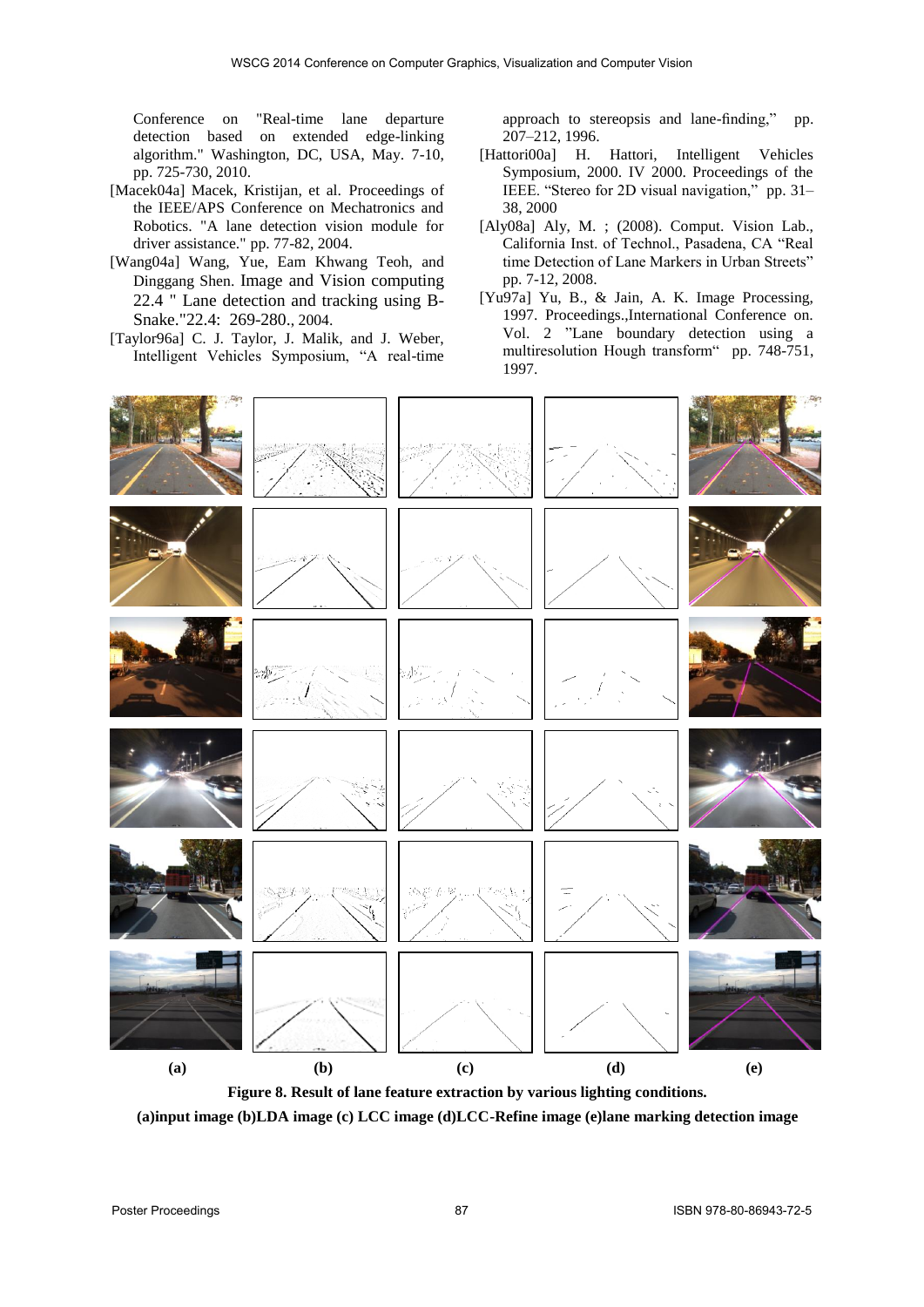Conference on "Real-time lane departure detection based on extended edge-linking algorithm." Washington, DC, USA, May. 7-10, pp. 725-730, 2010.

[Macek04a] Macek, Kristijan, et al. Proceedings of the IEEE/APS Conference on Mechatronics and Robotics. "A lane detection vision module for driver assistance." pp. 77-82, 2004.

[Wang04a] Wang, Yue, Eam Khwang Teoh, and Dinggang Shen. Image and Vision computing 22.4 " Lane detection and tracking using B-Snake."22.4: 269-280., 2004.

[Taylor96a] C. J. Taylor, J. Malik, and J. Weber, Intelligent Vehicles Symposium, "A real-time approach to stereopsis and lane-finding," pp. 207–212, 1996.

[Hattori00a] H. Hattori, Intelligent Vehicles Symposium, 2000. IV 2000. Proceedings of the IEEE. "Stereo for 2D visual navigation," pp. 31–38, 2000

[Aly08a] Aly, M. ; (2008). Comput. Vision Lab., California Inst. of Technol., Pasadena, CA "Real time Detection of Lane Markers in Urban Streets" pp. 7-12, 2008.

[Yu97a] Yu, B., & Jain, A. K. Image Processing, 1997. Proceedings.,International Conference on. Vol. 2 "Lane boundary detection using a multiresolution Hough transform" pp. 748-751, 1997.

(a) (b) (c) (d) (e)

**Figure 8. Result of lane feature extraction by various lighting conditions.**

**(a)input image (b)LDA image (c) LCC image (d)LCC-Refine image (e)lane marking detection image**